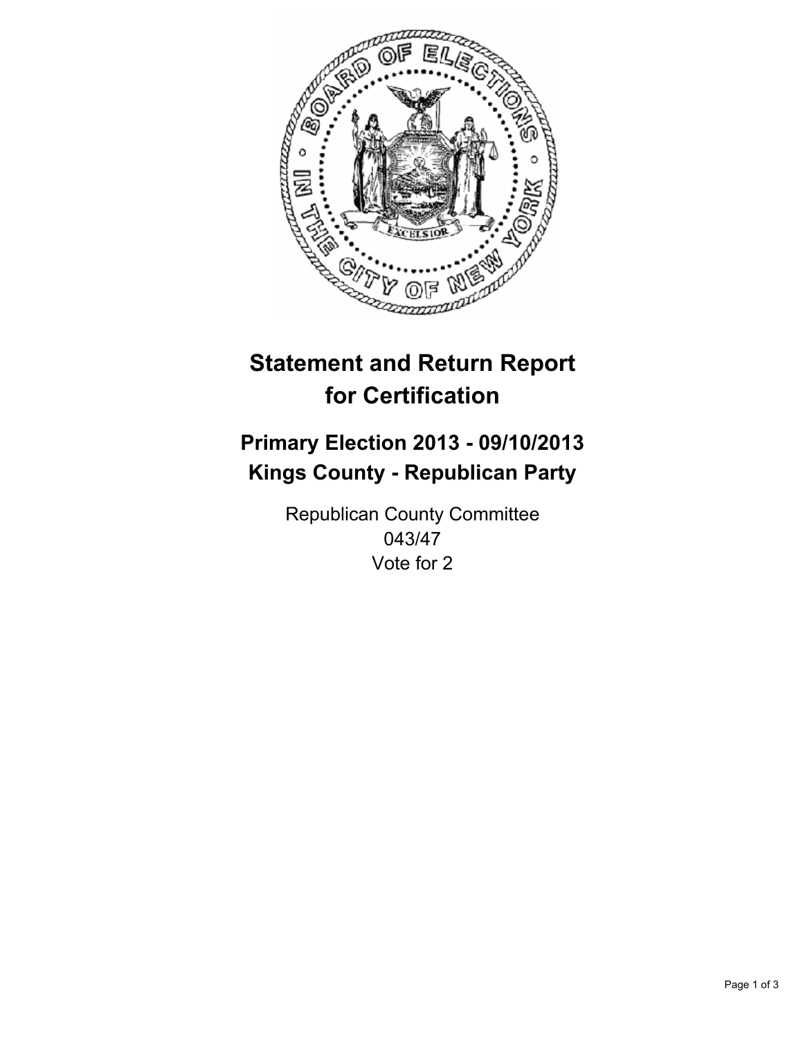# Statement and Return Report for Certification

## Primary Election 2013 - 09/10/2013
## Kings County - Republican Party

Republican County Committee
043/47
Vote for 2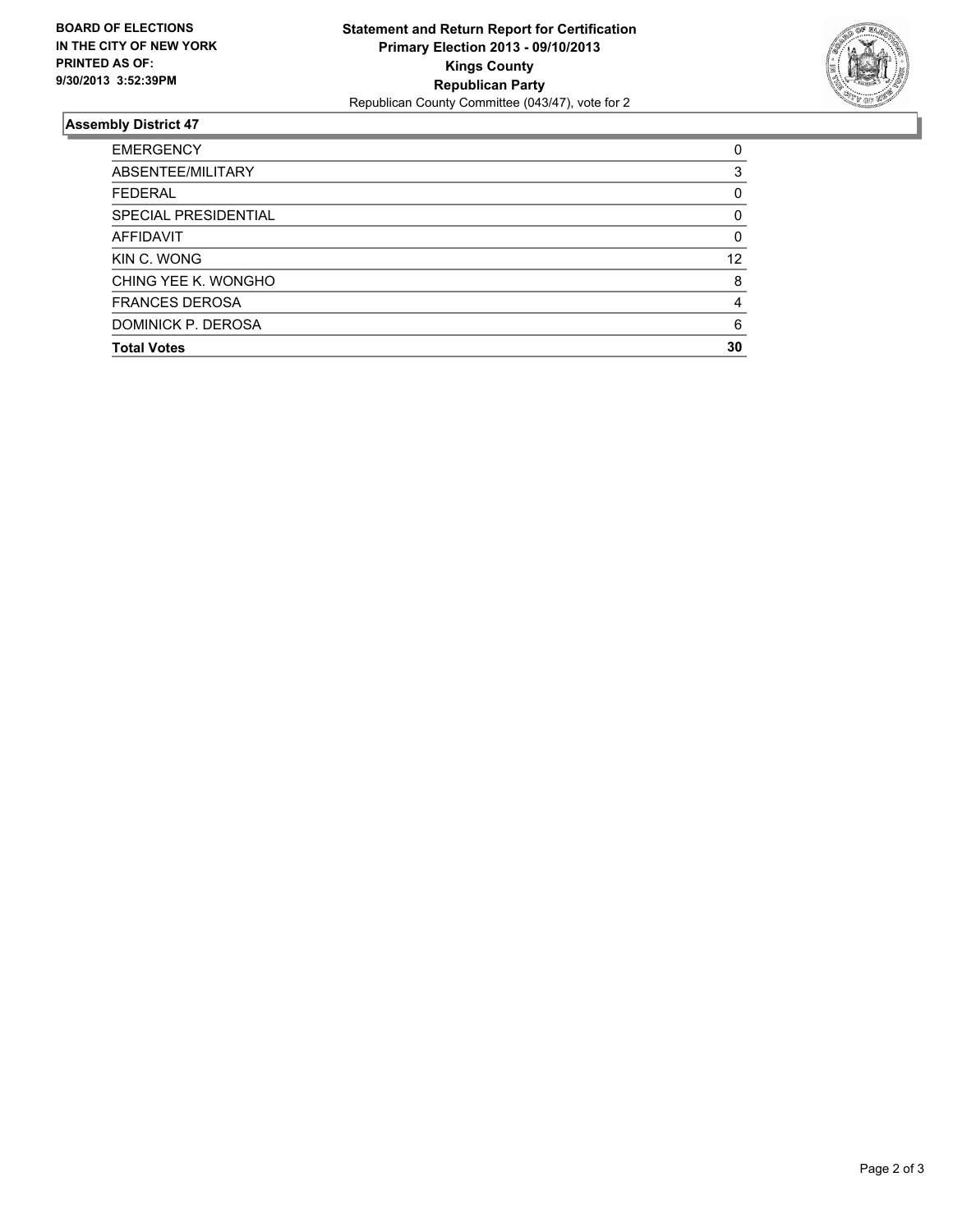**BOARD OF ELECTIONS IN THE CITY OF NEW YORK PRINTED AS OF: 9/30/2013 3:52:39PM**

**Statement and Return Report for Certification**
**Primary Election 2013 - 09/10/2013**
**Kings County**
**Republican Party**
Republican County Committee (043/47), vote for 2

## Assembly District 47

| | |
|---|---|
| EMERGENCY | 0 |
| ABSENTEE/MILITARY | 3 |
| FEDERAL | 0 |
| SPECIAL PRESIDENTIAL | 0 |
| AFFIDAVIT | 0 |
| KIN C. WONG | 12 |
| CHING YEE K. WONGHO | 8 |
| FRANCES DEROSA | 4 |
| DOMINICK P. DEROSA | 6 |
| **Total Votes** | **30** |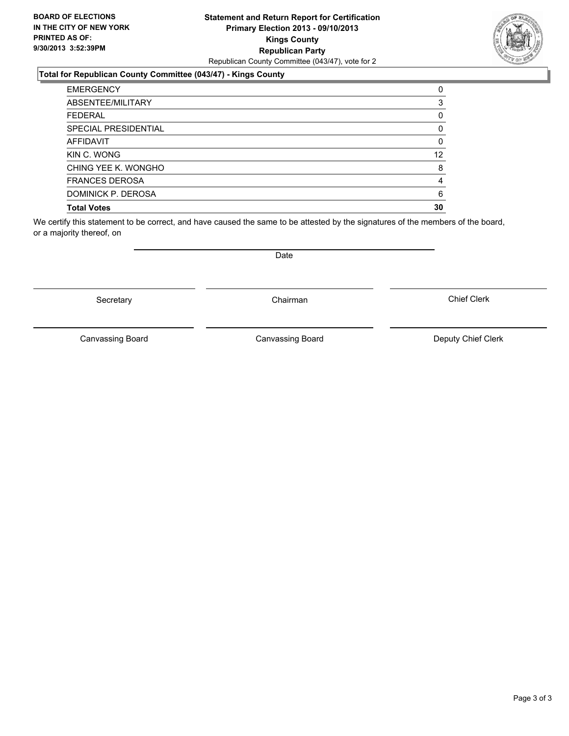BOARD OF ELECTIONS
IN THE CITY OF NEW YORK
PRINTED AS OF:
9/30/2013 3:52:39PM

**Statement and Return Report for Certification**
**Primary Election 2013 - 09/10/2013**
**Kings County**
**Republican Party**
Republican County Committee (043/47), vote for 2

### Total for Republican County Committee (043/47) - Kings County

| | |
|---|---|
| EMERGENCY | 0 |
| ABSENTEE/MILITARY | 3 |
| FEDERAL | 0 |
| SPECIAL PRESIDENTIAL | 0 |
| AFFIDAVIT | 0 |
| KIN C. WONG | 12 |
| CHING YEE K. WONGHO | 8 |
| FRANCES DEROSA | 4 |
| DOMINICK P. DEROSA | 6 |
| **Total Votes** | **30** |

We certify this statement to be correct, and have caused the same to be attested by the signatures of the members of the board, or a majority thereof, on

Date

Secretary

Chairman

Chief Clerk

Canvassing Board

Canvassing Board

Deputy Chief Clerk